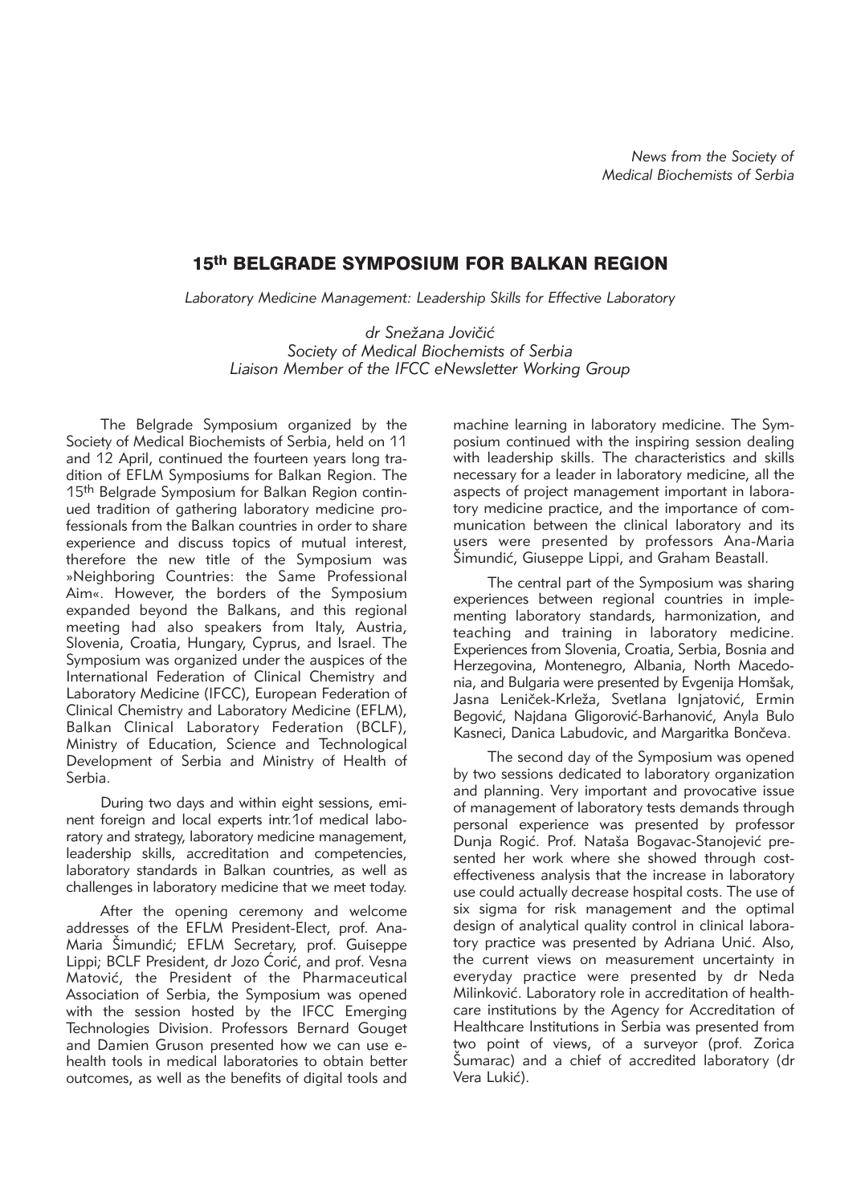*News from the Society of Medical Biochemists of Serbia*

# 15th BELGRADE SYMPOSIUM FOR BALKAN REGION

*Laboratory Medicine Management: Leadership Skills for Effective Laboratory*

*dr Snežana Jovičić*
*Society of Medical Biochemists of Serbia*
*Liaison Member of the IFCC eNewsletter Working Group*

The Belgrade Symposium organized by the Society of Medical Biochemists of Serbia, held on 11 and 12 April, continued the fourteen years long tradition of EFLM Symposiums for Balkan Region. The 15th Belgrade Symposium for Balkan Region continued tradition of gathering laboratory medicine professionals from the Balkan countries in order to share experience and discuss topics of mutual interest, therefore the new title of the Symposium was »Neighboring Countries: the Same Professional Aim«. However, the borders of the Symposium expanded beyond the Balkans, and this regional meeting had also speakers from Italy, Austria, Slovenia, Croatia, Hungary, Cyprus, and Israel. The Symposium was organized under the auspices of the International Federation of Clinical Chemistry and Laboratory Medicine (IFCC), European Federation of Clinical Chemistry and Laboratory Medicine (EFLM), Balkan Clinical Laboratory Federation (BCLF), Ministry of Education, Science and Technological Development of Serbia and Ministry of Health of Serbia.

During two days and within eight sessions, eminent foreign and local experts intr.1of medical laboratory and strategy, laboratory medicine management, leadership skills, accreditation and competencies, laboratory standards in Balkan countries, as well as challenges in laboratory medicine that we meet today.

After the opening ceremony and welcome addresses of the EFLM President-Elect, prof. Ana-Maria Šimundić; EFLM Secretary, prof. Guiseppe Lippi; BCLF President, dr Jozo Ćorić, and prof. Vesna Matović, the President of the Pharmaceutical Association of Serbia, the Symposium was opened with the session hosted by the IFCC Emerging Technologies Division. Professors Bernard Gouget and Damien Gruson presented how we can use e-health tools in medical laboratories to obtain better outcomes, as well as the benefits of digital tools and machine learning in laboratory medicine. The Symposium continued with the inspiring session dealing with leadership skills. The characteristics and skills necessary for a leader in laboratory medicine, all the aspects of project management important in laboratory medicine practice, and the importance of communication between the clinical laboratory and its users were presented by professors Ana-Maria Šimundić, Giuseppe Lippi, and Graham Beastall.

The central part of the Symposium was sharing experiences between regional countries in implementing laboratory standards, harmonization, and teaching and training in laboratory medicine. Experiences from Slovenia, Croatia, Serbia, Bosnia and Herzegovina, Montenegro, Albania, North Macedonia, and Bulgaria were presented by Evgenija Homšak, Jasna Leniček-Krleža, Svetlana Ignjatović, Ermin Begović, Najdana Gligorović-Barhanović, Anyla Bulo Kasneci, Danica Labudovic, and Margaritka Bončeva.

The second day of the Symposium was opened by two sessions dedicated to laboratory organization and planning. Very important and provocative issue of management of laboratory tests demands through personal experience was presented by professor Dunja Rogić. Prof. Nataša Bogavac-Stanojević presented her work where she showed through cost-effectiveness analysis that the increase in laboratory use could actually decrease hospital costs. The use of six sigma for risk management and the optimal design of analytical quality control in clinical laboratory practice was presented by Adriana Unić. Also, the current views on measurement uncertainty in everyday practice were presented by dr Neda Milinković. Laboratory role in accreditation of healthcare institutions by the Agency for Accreditation of Healthcare Institutions in Serbia was presented from two point of views, of a surveyor (prof. Zorica Šumarac) and a chief of accredited laboratory (dr Vera Lukić).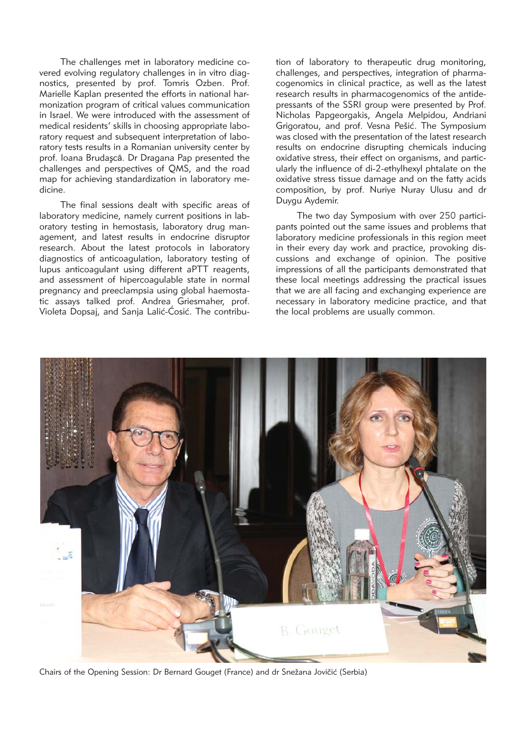The challenges met in laboratory medicine covered evolving regulatory challenges in in vitro diagnostics, presented by prof. Tomris Ozben. Prof. Marielle Kaplan presented the efforts in national harmonization program of critical values communication in Israel. We were introduced with the assessment of medical residents' skills in choosing appropriate laboratory request and subsequent interpretation of laboratory tests results in a Romanian university center by prof. Ioana Brudaşcă. Dr Dragana Pap presented the challenges and perspectives of QMS, and the road map for achieving standardization in laboratory medicine.

The final sessions dealt with specific areas of laboratory medicine, namely current positions in laboratory testing in hemostasis, laboratory drug management, and latest results in endocrine disruptor research. About the latest protocols in laboratory diagnostics of anticoagulation, laboratory testing of lupus anticoagulant using different aPTT reagents, and assessment of hipercoagulable state in normal pregnancy and preeclampsia using global haemostatic assays talked prof. Andrea Griesmaher, prof. Violeta Dopsaj, and Sanja Lalić-Ćosić. The contribution of laboratory to therapeutic drug monitoring, challenges, and perspectives, integration of pharmacogenomics in clinical practice, as well as the latest research results in pharmacogenomics of the antidepressants of the SSRI group were presented by Prof. Nicholas Papgeorgakis, Angela Melpidou, Andriani Grigoratou, and prof. Vesna Pešić. The Symposium was closed with the presentation of the latest research results on endocrine disrupting chemicals inducing oxidative stress, their effect on organisms, and particularly the influence of di-2-ethylhexyl phtalate on the oxidative stress tissue damage and on the fatty acids composition, by prof. Nuriye Nuray Ulusu and dr Duygu Aydemir.

The two day Symposium with over 250 participants pointed out the same issues and problems that laboratory medicine professionals in this region meet in their every day work and practice, provoking discussions and exchange of opinion. The positive impressions of all the participants demonstrated that these local meetings addressing the practical issues that we are all facing and exchanging experience are necessary in laboratory medicine practice, and that the local problems are usually common.

Chairs of the Opening Session: Dr Bernard Gouget (France) and dr Snežana Jovičić (Serbia)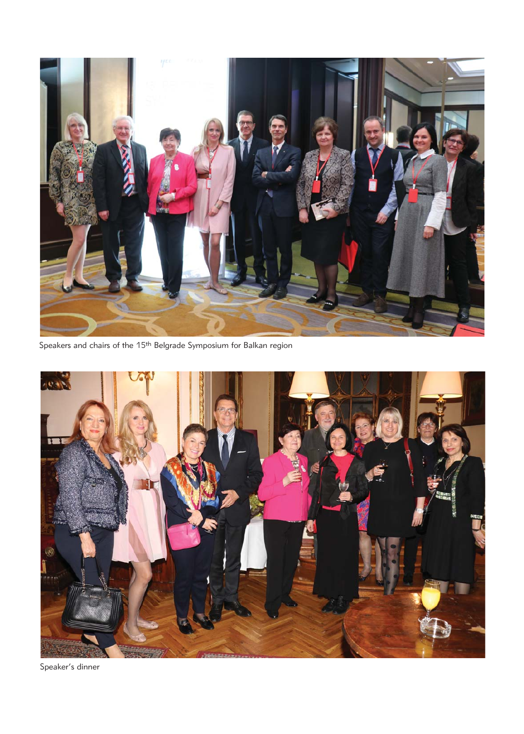Speakers and chairs of the 15th Belgrade Symposium for Balkan region

Speaker's dinner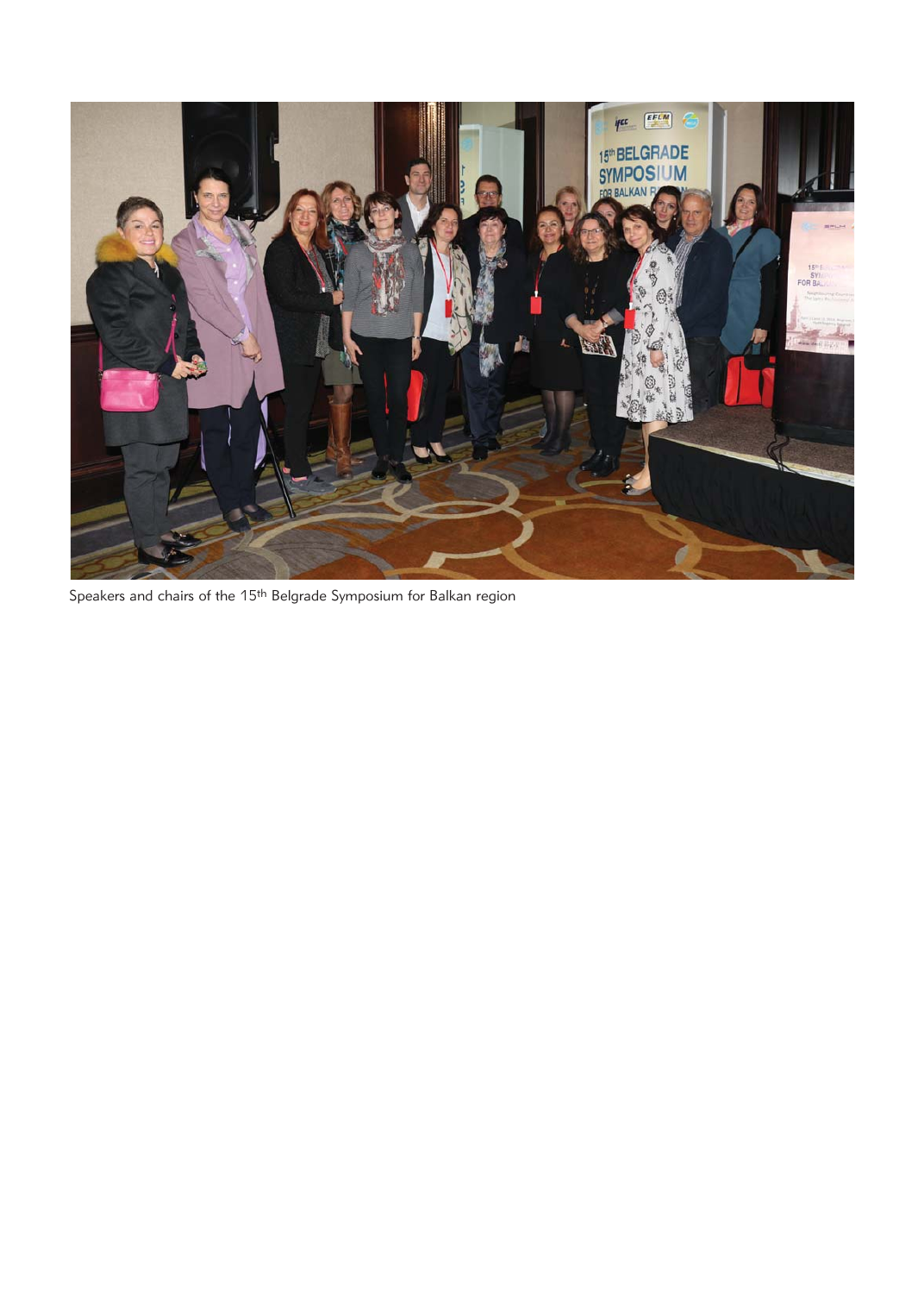Speakers and chairs of the 15th Belgrade Symposium for Balkan region